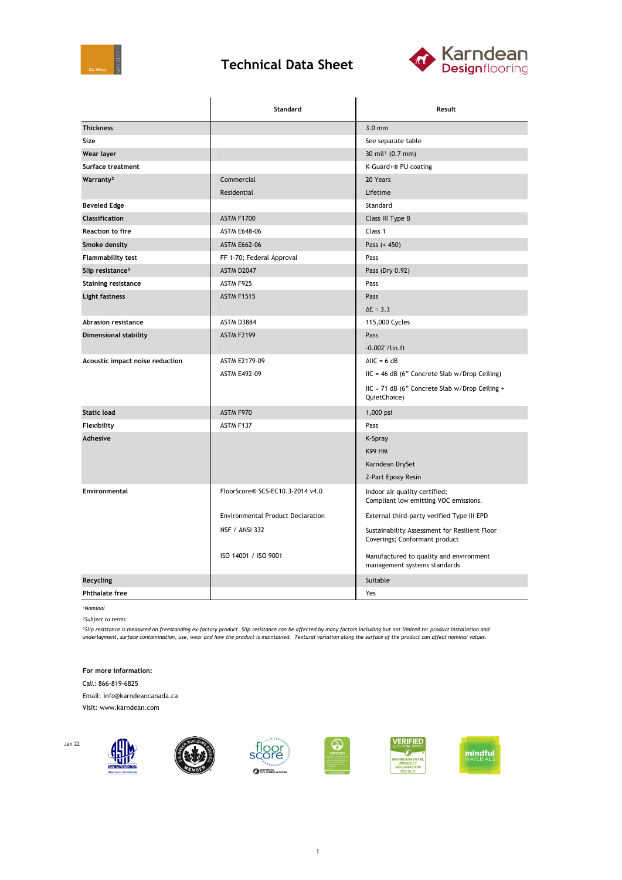# Technical Data Sheet

| | Standard | Result |
|---|---|---|
| **Thickness** | | 3.0 mm |
| **Size** | | See separate table |
| **Wear layer** | | 30 mil[1] (0.7 mm) |
| **Surface treatment** | | K-Guard+® PU coating |
| **Warranty**[2] | Commercial | 20 Years |
| | Residential | Lifetime |
| **Beveled Edge** | | Standard |
| **Classification** | ASTM F1700 | Class III Type B |
| **Reaction to fire** | ASTM E648-06 | Class 1 |
| **Smoke density** | ASTM E662-06 | Pass (< 450) |
| **Flammability test** | FF 1-70; Federal Approval | Pass |
| **Slip resistance**[3] | ASTM D2047 | Pass (Dry 0.92) |
| **Staining resistance** | ASTM F925 | Pass |
| **Light fastness** | ASTM F1515 | Pass |
| | | ΔE = 3.3 |
| **Abrasion resistance** | ASTM D3884 | 115,000 Cycles |
| **Dimensional stability** | ASTM F2199 | Pass |
| | | -0.002"/lin.ft |
| **Acoustic impact noise reduction** | ASTM E2179-09 | ΔIIC = 6 dB |
| | ASTM E492-09 | IIC = 46 dB (6" Concrete Slab w/Drop Ceiling) |
| | | IIC = 71 dB (6" Concrete Slab w/Drop Ceiling + QuietChoice) |
| **Static load** | ASTM F970 | 1,000 psi |
| **Flexibility** | ASTM F137 | Pass |
| **Adhesive** | | K-Spray |
| | | K99 HM |
| | | Karndean DrySet |
| | | 2-Part Epoxy Resin |
| **Environmental** | FloorScore® SCS-EC10.3-2014 v4.0 | Indoor air quality certified; Compliant low emitting VOC emissions. |
| | Environmental Product Declaration | External third-party verified Type III EPD |
| | NSF / ANSI 332 | Sustainability Assessment for Resilient Floor Coverings; Conformant product |
| | ISO 14001 / ISO 9001 | Manufactured to quality and environment management systems standards |
| **Recycling** | | Suitable |
| **Phthalate free** | | Yes |

*[1]Nominal*

*[2]Subject to terms*

*[3]Slip resistance is measured on freestanding ex-factory product. Slip resistance can be affected by many factors including but not limited to: product installation and underlayment, surface contamination, use, wear and how the product is maintained. Textural variation along the surface of the product can affect nominal values.*

**For more information:**

Call: 866-819-6825

Email: info@karndeancanada.ca

Visit: www.karndean.com

Jan 22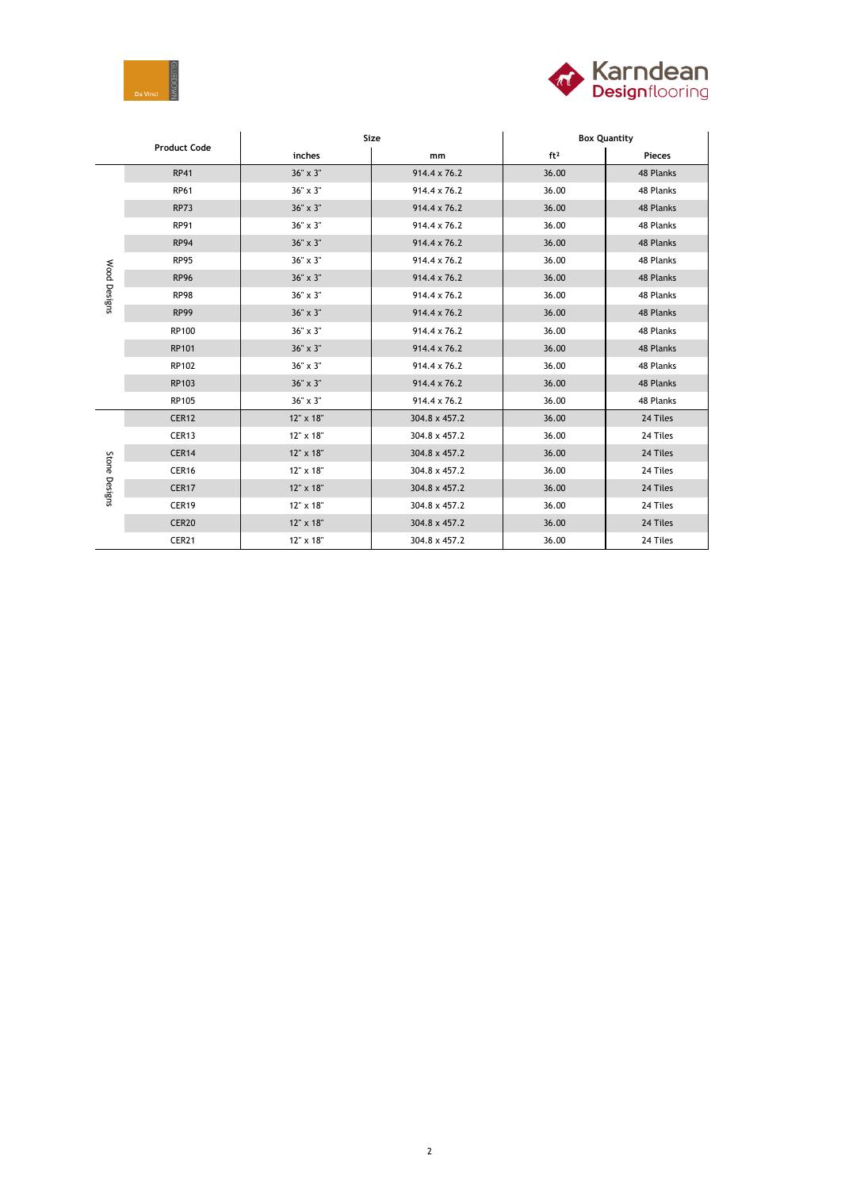| | Product Code | Size | | Box Quantity | |
|---|---|---|---|---|---|
| | | inches | mm | ft² | Pieces |
| Wood Designs | RP41 | 36" x 3" | 914.4 x 76.2 | 36.00 | 48 Planks |
| | RP61 | 36" x 3" | 914.4 x 76.2 | 36.00 | 48 Planks |
| | RP73 | 36" x 3" | 914.4 x 76.2 | 36.00 | 48 Planks |
| | RP91 | 36" x 3" | 914.4 x 76.2 | 36.00 | 48 Planks |
| | RP94 | 36" x 3" | 914.4 x 76.2 | 36.00 | 48 Planks |
| | RP95 | 36" x 3" | 914.4 x 76.2 | 36.00 | 48 Planks |
| | RP96 | 36" x 3" | 914.4 x 76.2 | 36.00 | 48 Planks |
| | RP98 | 36" x 3" | 914.4 x 76.2 | 36.00 | 48 Planks |
| | RP99 | 36" x 3" | 914.4 x 76.2 | 36.00 | 48 Planks |
| | RP100 | 36" x 3" | 914.4 x 76.2 | 36.00 | 48 Planks |
| | RP101 | 36" x 3" | 914.4 x 76.2 | 36.00 | 48 Planks |
| | RP102 | 36" x 3" | 914.4 x 76.2 | 36.00 | 48 Planks |
| | RP103 | 36" x 3" | 914.4 x 76.2 | 36.00 | 48 Planks |
| | RP105 | 36" x 3" | 914.4 x 76.2 | 36.00 | 48 Planks |
| Stone Designs | CER12 | 12" x 18" | 304.8 x 457.2 | 36.00 | 24 Tiles |
| | CER13 | 12" x 18" | 304.8 x 457.2 | 36.00 | 24 Tiles |
| | CER14 | 12" x 18" | 304.8 x 457.2 | 36.00 | 24 Tiles |
| | CER16 | 12" x 18" | 304.8 x 457.2 | 36.00 | 24 Tiles |
| | CER17 | 12" x 18" | 304.8 x 457.2 | 36.00 | 24 Tiles |
| | CER19 | 12" x 18" | 304.8 x 457.2 | 36.00 | 24 Tiles |
| | CER20 | 12" x 18" | 304.8 x 457.2 | 36.00 | 24 Tiles |
| | CER21 | 12" x 18" | 304.8 x 457.2 | 36.00 | 24 Tiles |